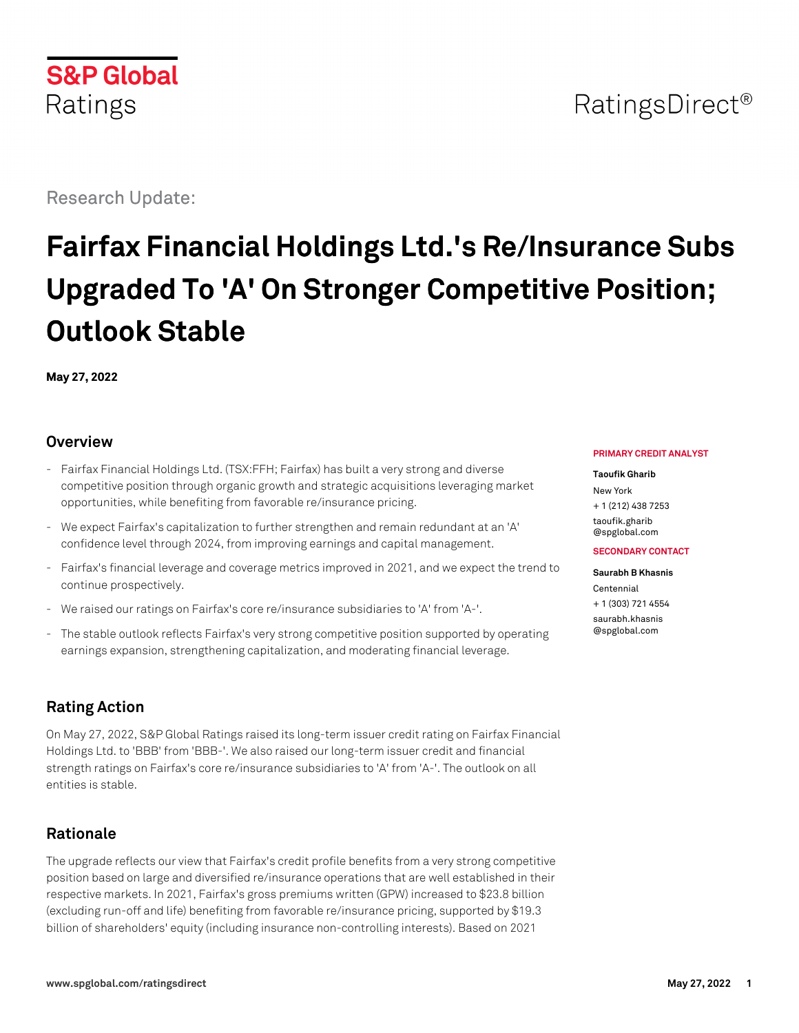S&P Global Ratings

RatingsDirect®

Research Update:

# Fairfax Financial Holdings Ltd.'s Re/Insurance Subs Upgraded To 'A' On Stronger Competitive Position; Outlook Stable

**May 27, 2022**

## Overview

- Fairfax Financial Holdings Ltd. (TSX:FFH; Fairfax) has built a very strong and diverse competitive position through organic growth and strategic acquisitions leveraging market opportunities, while benefiting from favorable re/insurance pricing.
- We expect Fairfax's capitalization to further strengthen and remain redundant at an 'A' confidence level through 2024, from improving earnings and capital management.
- Fairfax's financial leverage and coverage metrics improved in 2021, and we expect the trend to continue prospectively.
- We raised our ratings on Fairfax's core re/insurance subsidiaries to 'A' from 'A-'.
- The stable outlook reflects Fairfax's very strong competitive position supported by operating earnings expansion, strengthening capitalization, and moderating financial leverage.

**PRIMARY CREDIT ANALYST**

**Taoufik Gharib**
New York
+ 1 (212) 438 7253
taoufik.gharib@spglobal.com

**SECONDARY CONTACT**

**Saurabh B Khasnis**
Centennial
+ 1 (303) 721 4554
saurabh.khasnis@spglobal.com

## Rating Action

On May 27, 2022, S&P Global Ratings raised its long-term issuer credit rating on Fairfax Financial Holdings Ltd. to 'BBB' from 'BBB-'. We also raised our long-term issuer credit and financial strength ratings on Fairfax's core re/insurance subsidiaries to 'A' from 'A-'. The outlook on all entities is stable.

## Rationale

The upgrade reflects our view that Fairfax's credit profile benefits from a very strong competitive position based on large and diversified re/insurance operations that are well established in their respective markets. In 2021, Fairfax's gross premiums written (GPW) increased to $23.8 billion (excluding run-off and life) benefiting from favorable re/insurance pricing, supported by $19.3 billion of shareholders' equity (including insurance non-controlling interests). Based on 2021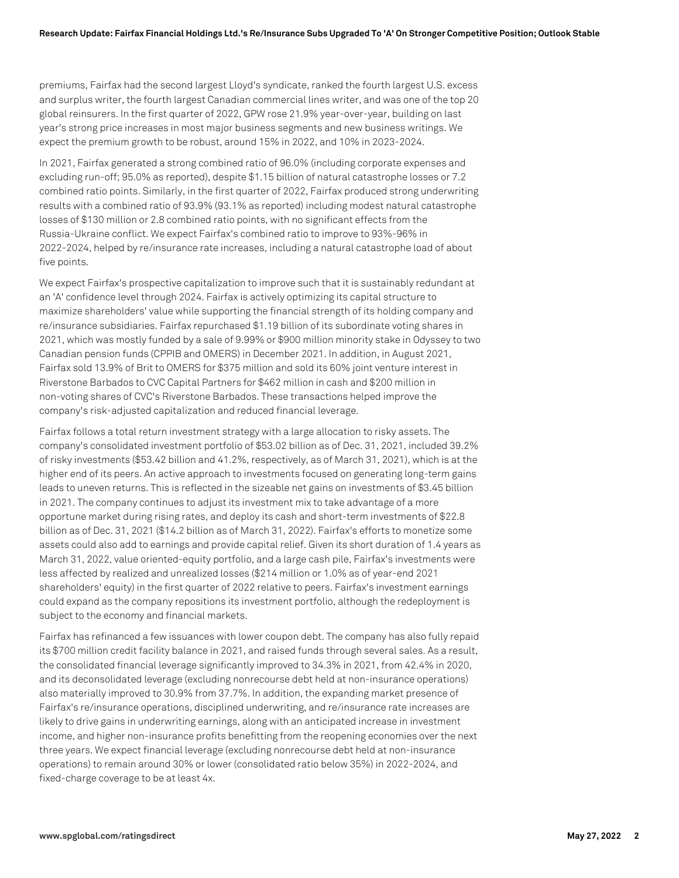premiums, Fairfax had the second largest Lloyd's syndicate, ranked the fourth largest U.S. excess and surplus writer, the fourth largest Canadian commercial lines writer, and was one of the top 20 global reinsurers. In the first quarter of 2022, GPW rose 21.9% year-over-year, building on last year's strong price increases in most major business segments and new business writings. We expect the premium growth to be robust, around 15% in 2022, and 10% in 2023-2024.

In 2021, Fairfax generated a strong combined ratio of 96.0% (including corporate expenses and excluding run-off; 95.0% as reported), despite $1.15 billion of natural catastrophe losses or 7.2 combined ratio points. Similarly, in the first quarter of 2022, Fairfax produced strong underwriting results with a combined ratio of 93.9% (93.1% as reported) including modest natural catastrophe losses of $130 million or 2.8 combined ratio points, with no significant effects from the Russia-Ukraine conflict. We expect Fairfax's combined ratio to improve to 93%-96% in 2022-2024, helped by re/insurance rate increases, including a natural catastrophe load of about five points.

We expect Fairfax's prospective capitalization to improve such that it is sustainably redundant at an 'A' confidence level through 2024. Fairfax is actively optimizing its capital structure to maximize shareholders' value while supporting the financial strength of its holding company and re/insurance subsidiaries. Fairfax repurchased $1.19 billion of its subordinate voting shares in 2021, which was mostly funded by a sale of 9.99% or $900 million minority stake in Odyssey to two Canadian pension funds (CPPIB and OMERS) in December 2021. In addition, in August 2021, Fairfax sold 13.9% of Brit to OMERS for $375 million and sold its 60% joint venture interest in Riverstone Barbados to CVC Capital Partners for $462 million in cash and $200 million in non-voting shares of CVC's Riverstone Barbados. These transactions helped improve the company's risk-adjusted capitalization and reduced financial leverage.

Fairfax follows a total return investment strategy with a large allocation to risky assets. The company's consolidated investment portfolio of $53.02 billion as of Dec. 31, 2021, included 39.2% of risky investments ($53.42 billion and 41.2%, respectively, as of March 31, 2021), which is at the higher end of its peers. An active approach to investments focused on generating long-term gains leads to uneven returns. This is reflected in the sizeable net gains on investments of $3.45 billion in 2021. The company continues to adjust its investment mix to take advantage of a more opportune market during rising rates, and deploy its cash and short-term investments of $22.8 billion as of Dec. 31, 2021 ($14.2 billion as of March 31, 2022). Fairfax's efforts to monetize some assets could also add to earnings and provide capital relief. Given its short duration of 1.4 years as March 31, 2022, value oriented-equity portfolio, and a large cash pile, Fairfax's investments were less affected by realized and unrealized losses ($214 million or 1.0% as of year-end 2021 shareholders' equity) in the first quarter of 2022 relative to peers. Fairfax's investment earnings could expand as the company repositions its investment portfolio, although the redeployment is subject to the economy and financial markets.

Fairfax has refinanced a few issuances with lower coupon debt. The company has also fully repaid its $700 million credit facility balance in 2021, and raised funds through several sales. As a result, the consolidated financial leverage significantly improved to 34.3% in 2021, from 42.4% in 2020, and its deconsolidated leverage (excluding nonrecourse debt held at non-insurance operations) also materially improved to 30.9% from 37.7%. In addition, the expanding market presence of Fairfax's re/insurance operations, disciplined underwriting, and re/insurance rate increases are likely to drive gains in underwriting earnings, along with an anticipated increase in investment income, and higher non-insurance profits benefitting from the reopening economies over the next three years. We expect financial leverage (excluding nonrecourse debt held at non-insurance operations) to remain around 30% or lower (consolidated ratio below 35%) in 2022-2024, and fixed-charge coverage to be at least 4x.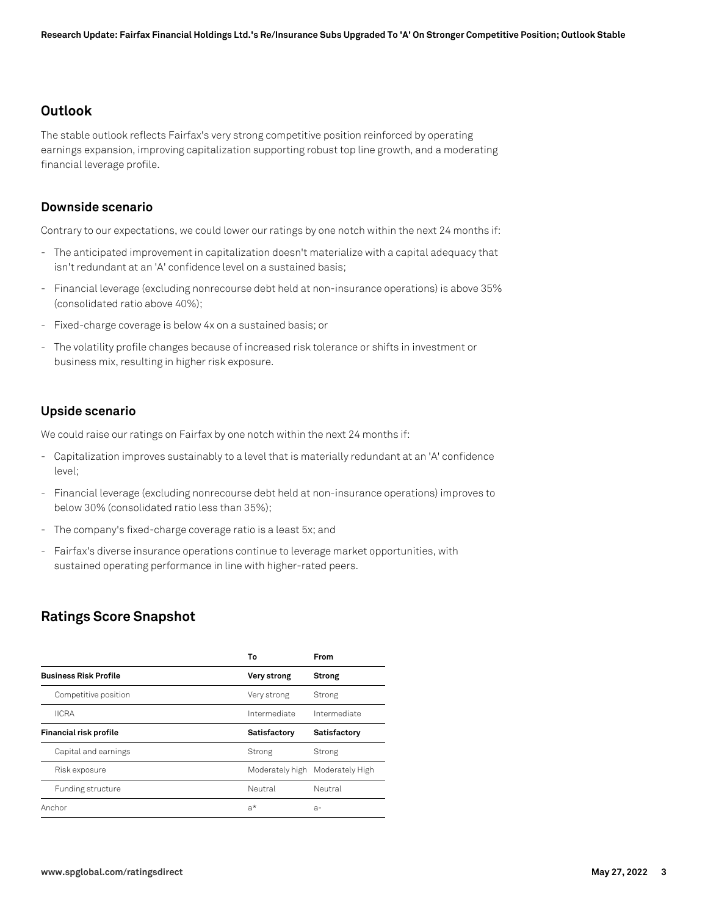## Outlook

The stable outlook reflects Fairfax's very strong competitive position reinforced by operating earnings expansion, improving capitalization supporting robust top line growth, and a moderating financial leverage profile.

### Downside scenario

Contrary to our expectations, we could lower our ratings by one notch within the next 24 months if:

- The anticipated improvement in capitalization doesn't materialize with a capital adequacy that isn't redundant at an 'A' confidence level on a sustained basis;
- Financial leverage (excluding nonrecourse debt held at non-insurance operations) is above 35% (consolidated ratio above 40%);
- Fixed-charge coverage is below 4x on a sustained basis; or
- The volatility profile changes because of increased risk tolerance or shifts in investment or business mix, resulting in higher risk exposure.

### Upside scenario

We could raise our ratings on Fairfax by one notch within the next 24 months if:

- Capitalization improves sustainably to a level that is materially redundant at an 'A' confidence level;
- Financial leverage (excluding nonrecourse debt held at non-insurance operations) improves to below 30% (consolidated ratio less than 35%);
- The company's fixed-charge coverage ratio is a least 5x; and
- Fairfax's diverse insurance operations continue to leverage market opportunities, with sustained operating performance in line with higher-rated peers.

## Ratings Score Snapshot

| | To | From |
|---|---|---|
| **Business Risk Profile** | **Very strong** | **Strong** |
| Competitive position | Very strong | Strong |
| IICRA | Intermediate | Intermediate |
| **Financial risk profile** | **Satisfactory** | **Satisfactory** |
| Capital and earnings | Strong | Strong |
| Risk exposure | Moderately high | Moderately High |
| Funding structure | Neutral | Neutral |
| Anchor | a* | a- |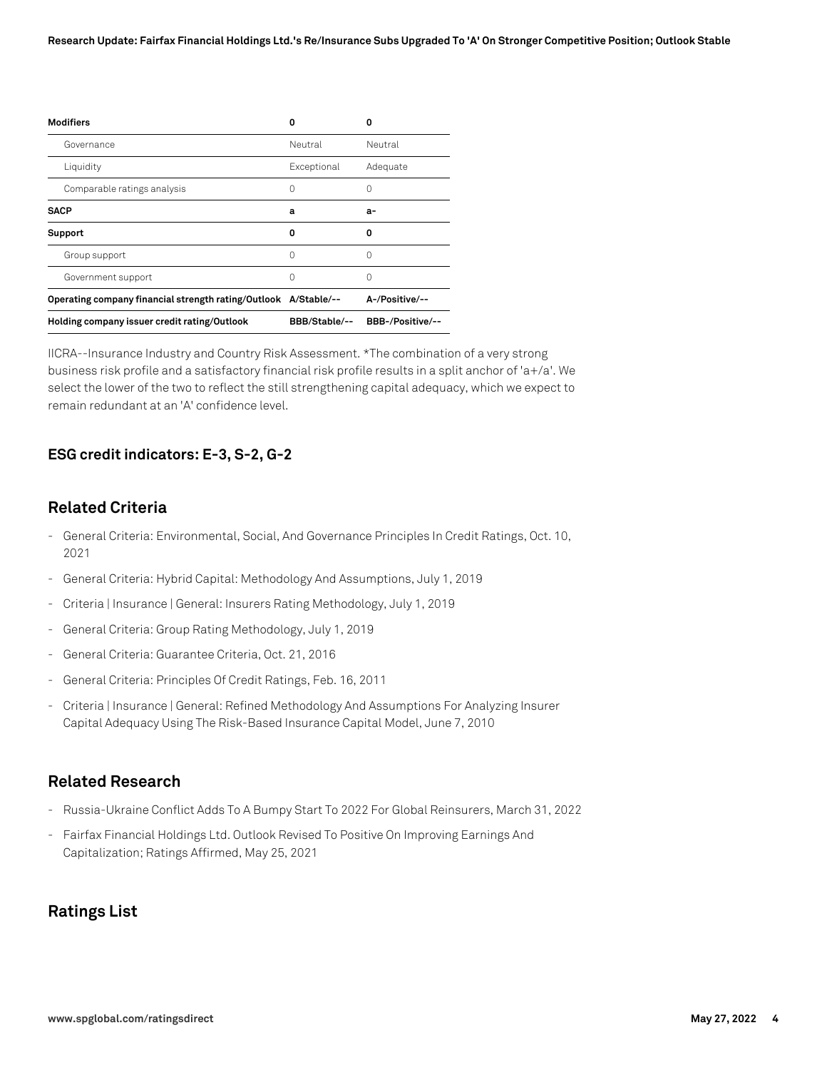| Modifiers | 0 | 0 |
| --- | --- | --- |
| Governance | Neutral | Neutral |
| Liquidity | Exceptional | Adequate |
| Comparable ratings analysis | 0 | 0 |
| **SACP** | **a** | **a-** |
| **Support** | **0** | **0** |
| Group support | 0 | 0 |
| Government support | 0 | 0 |
| **Operating company financial strength rating/Outlook** | **A/Stable/--** | **A-/Positive/--** |
| **Holding company issuer credit rating/Outlook** | **BBB/Stable/--** | **BBB-/Positive/--** |

IICRA--Insurance Industry and Country Risk Assessment. *The combination of a very strong business risk profile and a satisfactory financial risk profile results in a split anchor of 'a+/a'. We select the lower of the two to reflect the still strengthening capital adequacy, which we expect to remain redundant at an 'A' confidence level.

### ESG credit indicators: E-3, S-2, G-2

## Related Criteria

- General Criteria: Environmental, Social, And Governance Principles In Credit Ratings, Oct. 10, 2021
- General Criteria: Hybrid Capital: Methodology And Assumptions, July 1, 2019
- Criteria | Insurance | General: Insurers Rating Methodology, July 1, 2019
- General Criteria: Group Rating Methodology, July 1, 2019
- General Criteria: Guarantee Criteria, Oct. 21, 2016
- General Criteria: Principles Of Credit Ratings, Feb. 16, 2011
- Criteria | Insurance | General: Refined Methodology And Assumptions For Analyzing Insurer Capital Adequacy Using The Risk-Based Insurance Capital Model, June 7, 2010

## Related Research

- Russia-Ukraine Conflict Adds To A Bumpy Start To 2022 For Global Reinsurers, March 31, 2022
- Fairfax Financial Holdings Ltd. Outlook Revised To Positive On Improving Earnings And Capitalization; Ratings Affirmed, May 25, 2021

## Ratings List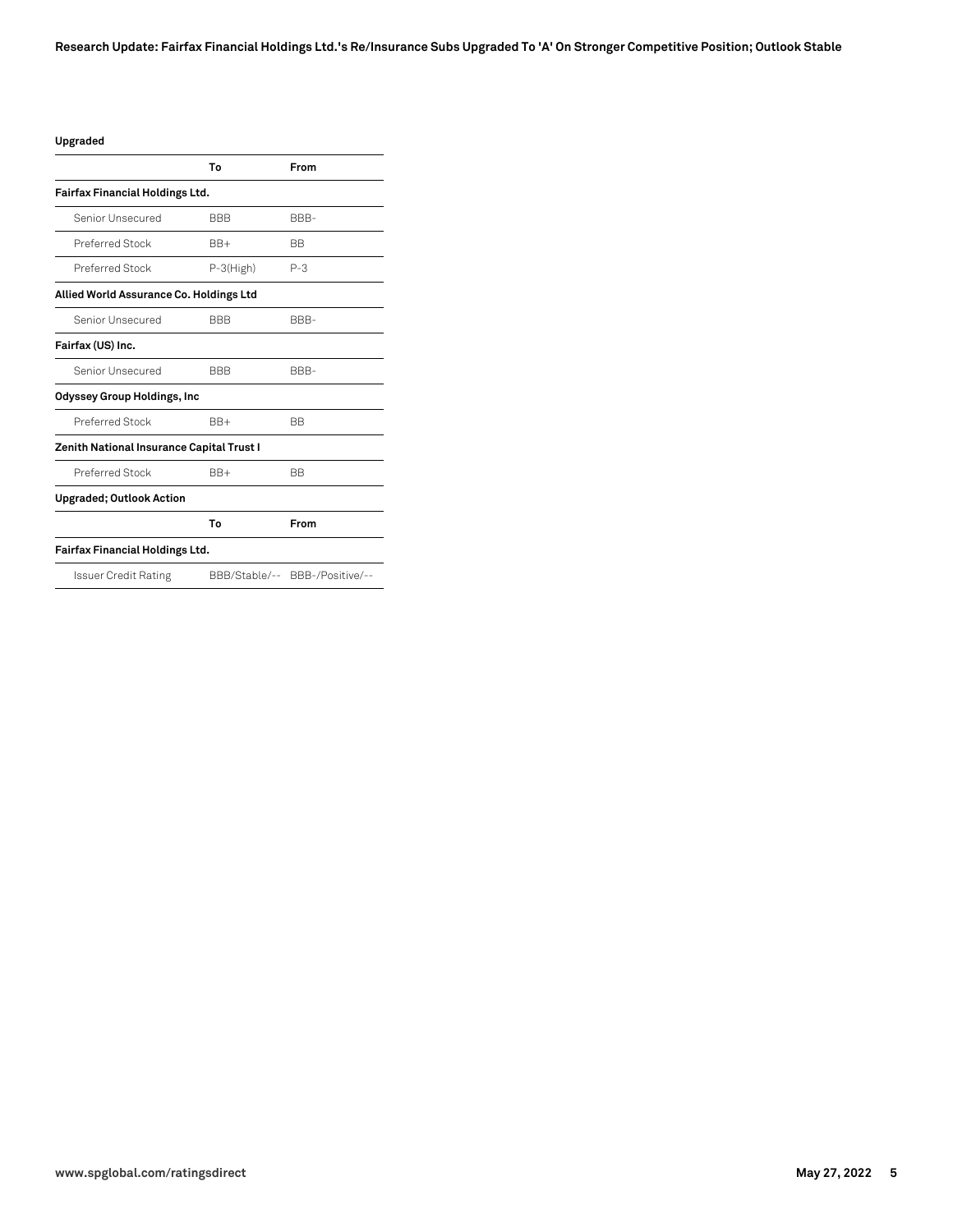**Upgraded**

| | To | From |
|---|---|---|
| **Fairfax Financial Holdings Ltd.** | | |
| Senior Unsecured | BBB | BBB- |
| Preferred Stock | BB+ | BB |
| Preferred Stock | P-3(High) | P-3 |
| **Allied World Assurance Co. Holdings Ltd** | | |
| Senior Unsecured | BBB | BBB- |
| **Fairfax (US) Inc.** | | |
| Senior Unsecured | BBB | BBB- |
| **Odyssey Group Holdings, Inc** | | |
| Preferred Stock | BB+ | BB |
| **Zenith National Insurance Capital Trust I** | | |
| Preferred Stock | BB+ | BB |

**Upgraded; Outlook Action**

| | To | From |
|---|---|---|
| **Fairfax Financial Holdings Ltd.** | | |
| Issuer Credit Rating | BBB/Stable/-- | BBB-/Positive/-- |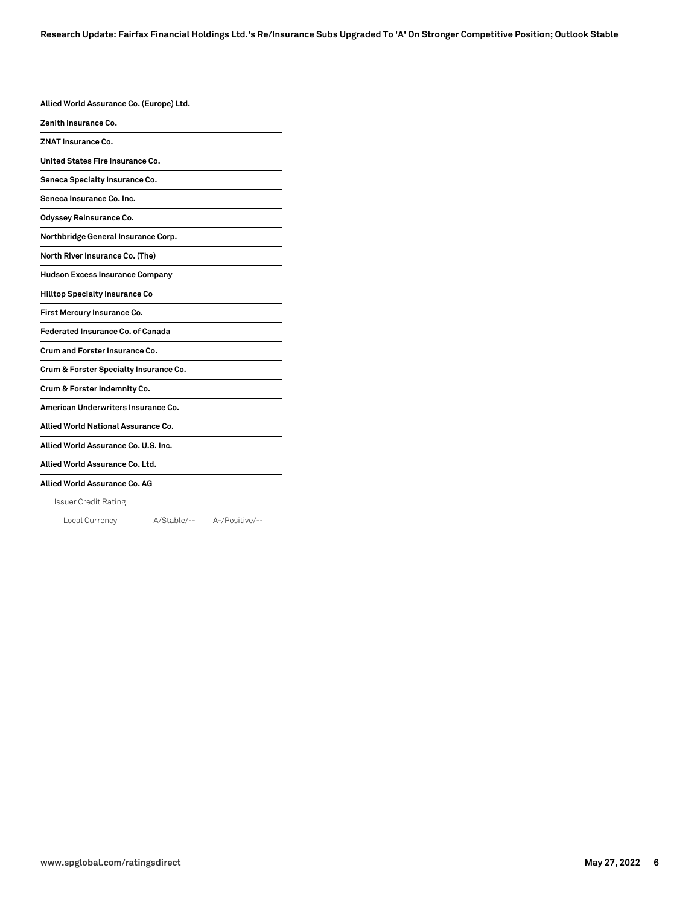| | | |
|---|---|---|
| **Allied World Assurance Co. (Europe) Ltd.** | | |
| **Zenith Insurance Co.** | | |
| **ZNAT Insurance Co.** | | |
| **United States Fire Insurance Co.** | | |
| **Seneca Specialty Insurance Co.** | | |
| **Seneca Insurance Co. Inc.** | | |
| **Odyssey Reinsurance Co.** | | |
| **Northbridge General Insurance Corp.** | | |
| **North River Insurance Co. (The)** | | |
| **Hudson Excess Insurance Company** | | |
| **Hilltop Specialty Insurance Co** | | |
| **First Mercury Insurance Co.** | | |
| **Federated Insurance Co. of Canada** | | |
| **Crum and Forster Insurance Co.** | | |
| **Crum & Forster Specialty Insurance Co.** | | |
| **Crum & Forster Indemnity Co.** | | |
| **American Underwriters Insurance Co.** | | |
| **Allied World National Assurance Co.** | | |
| **Allied World Assurance Co. U.S. Inc.** | | |
| **Allied World Assurance Co. Ltd.** | | |
| **Allied World Assurance Co. AG** | | |
| Issuer Credit Rating | | |
| Local Currency | A/Stable/-- | A-/Positive/-- |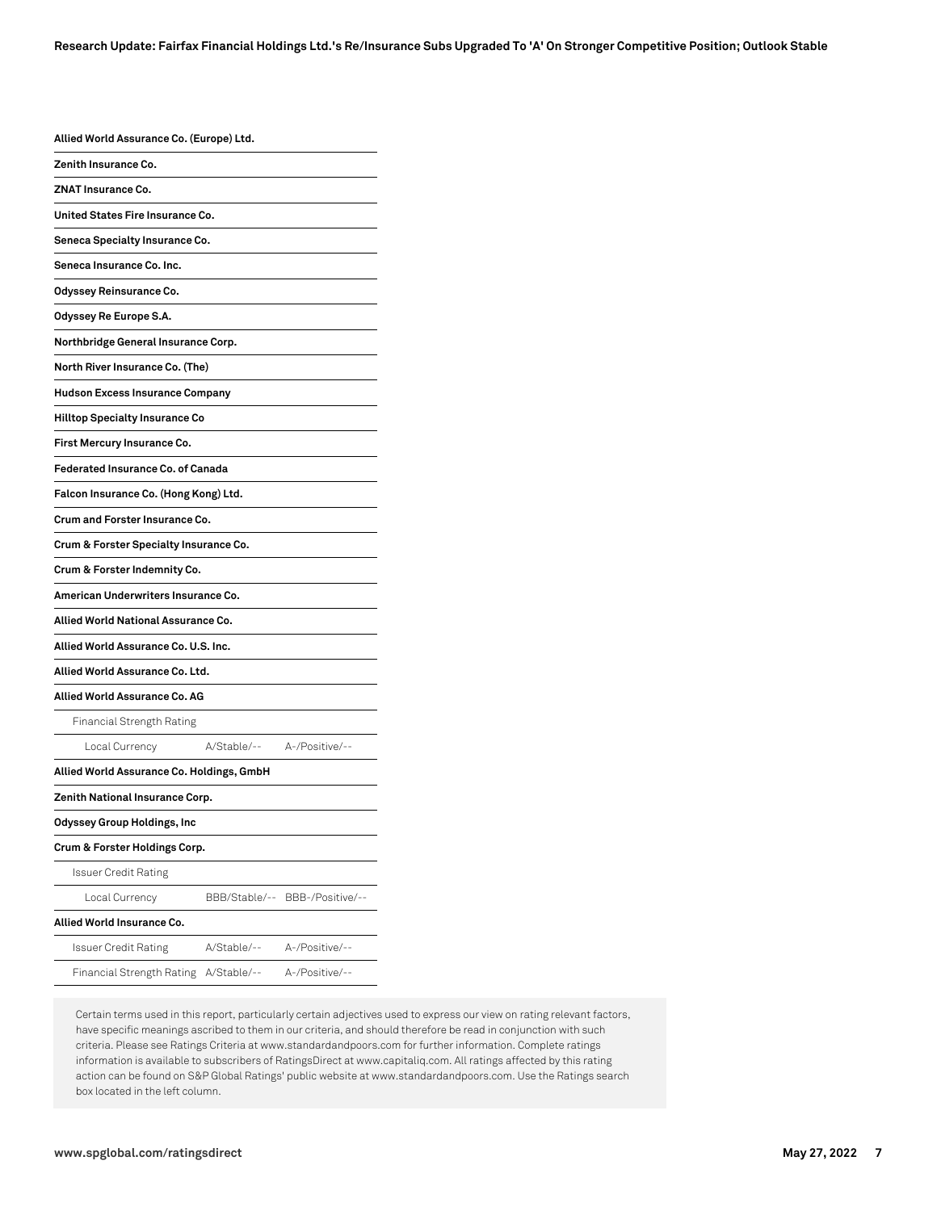| | | |
|---|---|---|
| **Allied World Assurance Co. (Europe) Ltd.** | | |
| **Zenith Insurance Co.** | | |
| **ZNAT Insurance Co.** | | |
| **United States Fire Insurance Co.** | | |
| **Seneca Specialty Insurance Co.** | | |
| **Seneca Insurance Co. Inc.** | | |
| **Odyssey Reinsurance Co.** | | |
| **Odyssey Re Europe S.A.** | | |
| **Northbridge General Insurance Corp.** | | |
| **North River Insurance Co. (The)** | | |
| **Hudson Excess Insurance Company** | | |
| **Hilltop Specialty Insurance Co** | | |
| **First Mercury Insurance Co.** | | |
| **Federated Insurance Co. of Canada** | | |
| **Falcon Insurance Co. (Hong Kong) Ltd.** | | |
| **Crum and Forster Insurance Co.** | | |
| **Crum & Forster Specialty Insurance Co.** | | |
| **Crum & Forster Indemnity Co.** | | |
| **American Underwriters Insurance Co.** | | |
| **Allied World National Assurance Co.** | | |
| **Allied World Assurance Co. U.S. Inc.** | | |
| **Allied World Assurance Co. Ltd.** | | |
| **Allied World Assurance Co. AG** | | |
| Financial Strength Rating | | |
| Local Currency | A/Stable/-- | A-/Positive/-- |
| **Allied World Assurance Co. Holdings, GmbH** | | |
| **Zenith National Insurance Corp.** | | |
| **Odyssey Group Holdings, Inc** | | |
| **Crum & Forster Holdings Corp.** | | |
| Issuer Credit Rating | | |
| Local Currency | BBB/Stable/-- | BBB-/Positive/-- |
| **Allied World Insurance Co.** | | |
| Issuer Credit Rating | A/Stable/-- | A-/Positive/-- |
| Financial Strength Rating | A/Stable/-- | A-/Positive/-- |

Certain terms used in this report, particularly certain adjectives used to express our view on rating relevant factors, have specific meanings ascribed to them in our criteria, and should therefore be read in conjunction with such criteria. Please see Ratings Criteria at www.standardandpoors.com for further information. Complete ratings information is available to subscribers of RatingsDirect at www.capitaliq.com. All ratings affected by this rating action can be found on S&P Global Ratings' public website at www.standardandpoors.com. Use the Ratings search box located in the left column.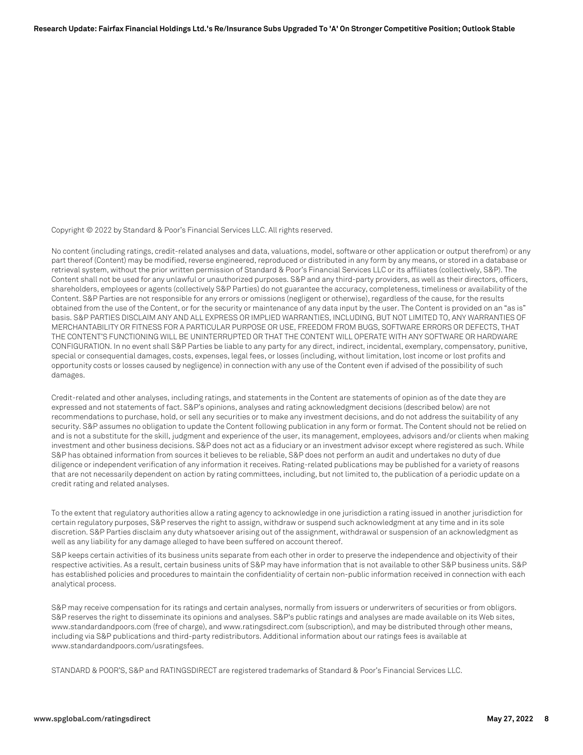Copyright © 2022 by Standard & Poor's Financial Services LLC. All rights reserved.

No content (including ratings, credit-related analyses and data, valuations, model, software or other application or output therefrom) or any part thereof (Content) may be modified, reverse engineered, reproduced or distributed in any form by any means, or stored in a database or retrieval system, without the prior written permission of Standard & Poor's Financial Services LLC or its affiliates (collectively, S&P). The Content shall not be used for any unlawful or unauthorized purposes. S&P and any third-party providers, as well as their directors, officers, shareholders, employees or agents (collectively S&P Parties) do not guarantee the accuracy, completeness, timeliness or availability of the Content. S&P Parties are not responsible for any errors or omissions (negligent or otherwise), regardless of the cause, for the results obtained from the use of the Content, or for the security or maintenance of any data input by the user. The Content is provided on an "as is" basis. S&P PARTIES DISCLAIM ANY AND ALL EXPRESS OR IMPLIED WARRANTIES, INCLUDING, BUT NOT LIMITED TO, ANY WARRANTIES OF MERCHANTABILITY OR FITNESS FOR A PARTICULAR PURPOSE OR USE, FREEDOM FROM BUGS, SOFTWARE ERRORS OR DEFECTS, THAT THE CONTENT'S FUNCTIONING WILL BE UNINTERRUPTED OR THAT THE CONTENT WILL OPERATE WITH ANY SOFTWARE OR HARDWARE CONFIGURATION. In no event shall S&P Parties be liable to any party for any direct, indirect, incidental, exemplary, compensatory, punitive, special or consequential damages, costs, expenses, legal fees, or losses (including, without limitation, lost income or lost profits and opportunity costs or losses caused by negligence) in connection with any use of the Content even if advised of the possibility of such damages.

Credit-related and other analyses, including ratings, and statements in the Content are statements of opinion as of the date they are expressed and not statements of fact. S&P's opinions, analyses and rating acknowledgment decisions (described below) are not recommendations to purchase, hold, or sell any securities or to make any investment decisions, and do not address the suitability of any security. S&P assumes no obligation to update the Content following publication in any form or format. The Content should not be relied on and is not a substitute for the skill, judgment and experience of the user, its management, employees, advisors and/or clients when making investment and other business decisions. S&P does not act as a fiduciary or an investment advisor except where registered as such. While S&P has obtained information from sources it believes to be reliable, S&P does not perform an audit and undertakes no duty of due diligence or independent verification of any information it receives. Rating-related publications may be published for a variety of reasons that are not necessarily dependent on action by rating committees, including, but not limited to, the publication of a periodic update on a credit rating and related analyses.

To the extent that regulatory authorities allow a rating agency to acknowledge in one jurisdiction a rating issued in another jurisdiction for certain regulatory purposes, S&P reserves the right to assign, withdraw or suspend such acknowledgment at any time and in its sole discretion. S&P Parties disclaim any duty whatsoever arising out of the assignment, withdrawal or suspension of an acknowledgment as well as any liability for any damage alleged to have been suffered on account thereof.

S&P keeps certain activities of its business units separate from each other in order to preserve the independence and objectivity of their respective activities. As a result, certain business units of S&P may have information that is not available to other S&P business units. S&P has established policies and procedures to maintain the confidentiality of certain non-public information received in connection with each analytical process.

S&P may receive compensation for its ratings and certain analyses, normally from issuers or underwriters of securities or from obligors. S&P reserves the right to disseminate its opinions and analyses. S&P's public ratings and analyses are made available on its Web sites, www.standardandpoors.com (free of charge), and www.ratingsdirect.com (subscription), and may be distributed through other means, including via S&P publications and third-party redistributors. Additional information about our ratings fees is available at www.standardandpoors.com/usratingsfees.

STANDARD & POOR'S, S&P and RATINGSDIRECT are registered trademarks of Standard & Poor's Financial Services LLC.